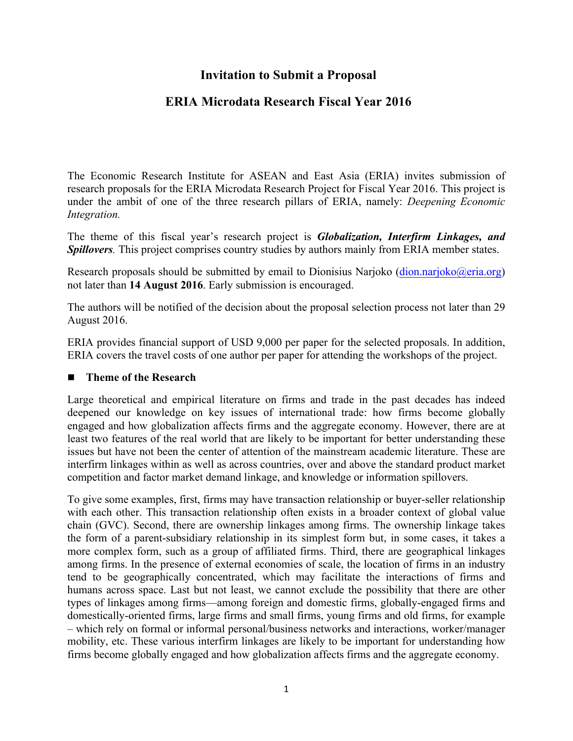# Invitation to Submit a Proposal

# ERIA Microdata Research Fiscal Year 2016

The Economic Research Institute for ASEAN and East Asia (ERIA) invites submission of research proposals for the ERIA Microdata Research Project for Fiscal Year 2016. This project is under the ambit of one of the three research pillars of ERIA, namely: *Deepening Economic Integration.*

The theme of this fiscal year's research project is ***Globalization, Interfirm Linkages, and Spillovers****.* This project comprises country studies by authors mainly from ERIA member states.

Research proposals should be submitted by email to Dionisius Narjoko (dion.narjoko@eria.org) not later than **14 August 2016**. Early submission is encouraged.

The authors will be notified of the decision about the proposal selection process not later than 29 August 2016.

ERIA provides financial support of USD 9,000 per paper for the selected proposals. In addition, ERIA covers the travel costs of one author per paper for attending the workshops of the project.

## ■ Theme of the Research

Large theoretical and empirical literature on firms and trade in the past decades has indeed deepened our knowledge on key issues of international trade: how firms become globally engaged and how globalization affects firms and the aggregate economy. However, there are at least two features of the real world that are likely to be important for better understanding these issues but have not been the center of attention of the mainstream academic literature. These are interfirm linkages within as well as across countries, over and above the standard product market competition and factor market demand linkage, and knowledge or information spillovers.

To give some examples, first, firms may have transaction relationship or buyer-seller relationship with each other. This transaction relationship often exists in a broader context of global value chain (GVC). Second, there are ownership linkages among firms. The ownership linkage takes the form of a parent-subsidiary relationship in its simplest form but, in some cases, it takes a more complex form, such as a group of affiliated firms. Third, there are geographical linkages among firms. In the presence of external economies of scale, the location of firms in an industry tend to be geographically concentrated, which may facilitate the interactions of firms and humans across space. Last but not least, we cannot exclude the possibility that there are other types of linkages among firms—among foreign and domestic firms, globally-engaged firms and domestically-oriented firms, large firms and small firms, young firms and old firms, for example – which rely on formal or informal personal/business networks and interactions, worker/manager mobility, etc. These various interfirm linkages are likely to be important for understanding how firms become globally engaged and how globalization affects firms and the aggregate economy.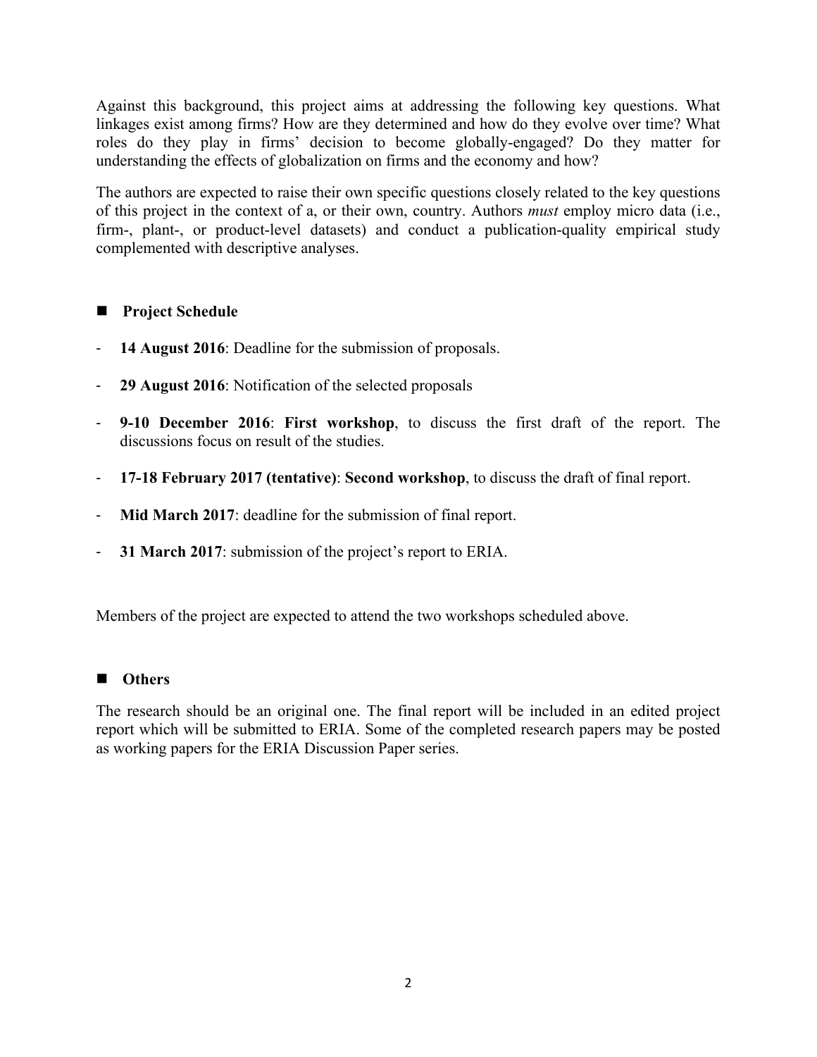Against this background, this project aims at addressing the following key questions. What linkages exist among firms? How are they determined and how do they evolve over time? What roles do they play in firms' decision to become globally-engaged? Do they matter for understanding the effects of globalization on firms and the economy and how?

The authors are expected to raise their own specific questions closely related to the key questions of this project in the context of a, or their own, country. Authors *must* employ micro data (i.e., firm-, plant-, or product-level datasets) and conduct a publication-quality empirical study complemented with descriptive analyses.

## Project Schedule

- **14 August 2016**: Deadline for the submission of proposals.
- **29 August 2016**: Notification of the selected proposals
- **9-10 December 2016**: **First workshop**, to discuss the first draft of the report. The discussions focus on result of the studies.
- **17-18 February 2017 (tentative)**: **Second workshop**, to discuss the draft of final report.
- **Mid March 2017**: deadline for the submission of final report.
- **31 March 2017**: submission of the project's report to ERIA.

Members of the project are expected to attend the two workshops scheduled above.

## Others

The research should be an original one. The final report will be included in an edited project report which will be submitted to ERIA. Some of the completed research papers may be posted as working papers for the ERIA Discussion Paper series.